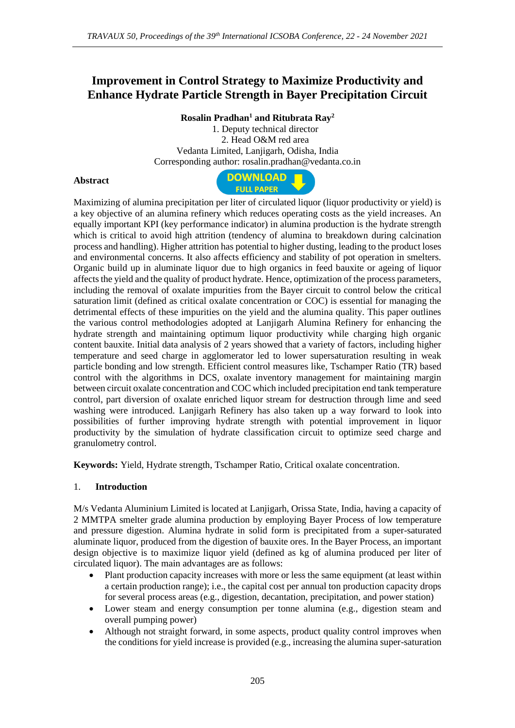# Improvement in Control Strategy to Maximize Productivity and Enhance Hydrate Particle Strength in Bayer Precipitation Circuit

**Rosalin Pradhan[1] and Ritubrata Ray[2]**

1. Deputy technical director
2. Head O&M red area

Vedanta Limited, Lanjigarh, Odisha, India
Corresponding author: rosalin.pradhan@vedanta.co.in

## Abstract

Maximizing of alumina precipitation per liter of circulated liquor (liquor productivity or yield) is a key objective of an alumina refinery which reduces operating costs as the yield increases. An equally important KPI (key performance indicator) in alumina production is the hydrate strength which is critical to avoid high attrition (tendency of alumina to breakdown during calcination process and handling). Higher attrition has potential to higher dusting, leading to the product loses and environmental concerns. It also affects efficiency and stability of pot operation in smelters. Organic build up in aluminate liquor due to high organics in feed bauxite or ageing of liquor affects the yield and the quality of product hydrate. Hence, optimization of the process parameters, including the removal of oxalate impurities from the Bayer circuit to control below the critical saturation limit (defined as critical oxalate concentration or COC) is essential for managing the detrimental effects of these impurities on the yield and the alumina quality. This paper outlines the various control methodologies adopted at Lanjigarh Alumina Refinery for enhancing the hydrate strength and maintaining optimum liquor productivity while charging high organic content bauxite. Initial data analysis of 2 years showed that a variety of factors, including higher temperature and seed charge in agglomerator led to lower supersaturation resulting in weak particle bonding and low strength. Efficient control measures like, Tschamper Ratio (TR) based control with the algorithms in DCS, oxalate inventory management for maintaining margin between circuit oxalate concentration and COC which included precipitation end tank temperature control, part diversion of oxalate enriched liquor stream for destruction through lime and seed washing were introduced. Lanjigarh Refinery has also taken up a way forward to look into possibilities of further improving hydrate strength with potential improvement in liquor productivity by the simulation of hydrate classification circuit to optimize seed charge and granulometry control.

**Keywords:** Yield, Hydrate strength, Tschamper Ratio, Critical oxalate concentration.

## 1. Introduction

M/s Vedanta Aluminium Limited is located at Lanjigarh, Orissa State, India, having a capacity of 2 MMTPA smelter grade alumina production by employing Bayer Process of low temperature and pressure digestion. Alumina hydrate in solid form is precipitated from a super-saturated aluminate liquor, produced from the digestion of bauxite ores. In the Bayer Process, an important design objective is to maximize liquor yield (defined as kg of alumina produced per liter of circulated liquor). The main advantages are as follows:

- Plant production capacity increases with more or less the same equipment (at least within a certain production range); i.e., the capital cost per annual ton production capacity drops for several process areas (e.g., digestion, decantation, precipitation, and power station)
- Lower steam and energy consumption per tonne alumina (e.g., digestion steam and overall pumping power)
- Although not straight forward, in some aspects, product quality control improves when the conditions for yield increase is provided (e.g., increasing the alumina super-saturation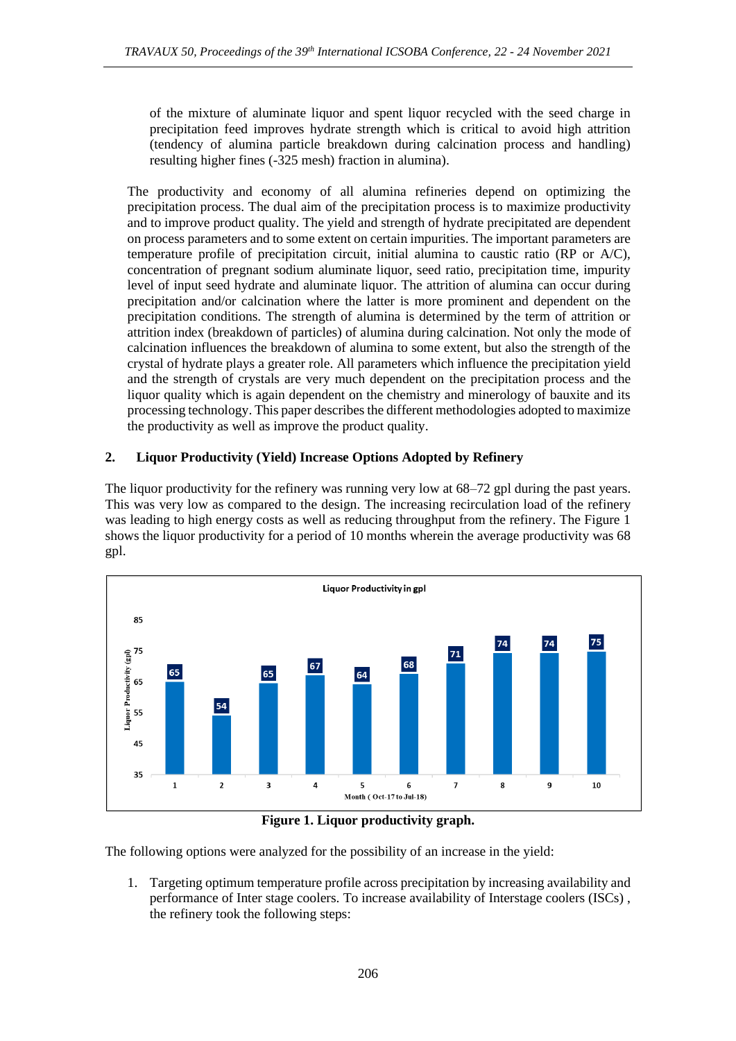of the mixture of aluminate liquor and spent liquor recycled with the seed charge in precipitation feed improves hydrate strength which is critical to avoid high attrition (tendency of alumina particle breakdown during calcination process and handling) resulting higher fines (-325 mesh) fraction in alumina).

The productivity and economy of all alumina refineries depend on optimizing the precipitation process. The dual aim of the precipitation process is to maximize productivity and to improve product quality. The yield and strength of hydrate precipitated are dependent on process parameters and to some extent on certain impurities. The important parameters are temperature profile of precipitation circuit, initial alumina to caustic ratio (RP or A/C), concentration of pregnant sodium aluminate liquor, seed ratio, precipitation time, impurity level of input seed hydrate and aluminate liquor. The attrition of alumina can occur during precipitation and/or calcination where the latter is more prominent and dependent on the precipitation conditions. The strength of alumina is determined by the term of attrition or attrition index (breakdown of particles) of alumina during calcination. Not only the mode of calcination influences the breakdown of alumina to some extent, but also the strength of the crystal of hydrate plays a greater role. All parameters which influence the precipitation yield and the strength of crystals are very much dependent on the precipitation process and the liquor quality which is again dependent on the chemistry and minerology of bauxite and its processing technology. This paper describes the different methodologies adopted to maximize the productivity as well as improve the product quality.

## 2. Liquor Productivity (Yield) Increase Options Adopted by Refinery

The liquor productivity for the refinery was running very low at 68–72 gpl during the past years. This was very low as compared to the design. The increasing recirculation load of the refinery was leading to high energy costs as well as reducing throughput from the refinery. The Figure 1 shows the liquor productivity for a period of 10 months wherein the average productivity was 68 gpl.

Liquor Productivity in gpl

| Month (Oct-17 to Jul-18) | 1 | 2 | 3 | 4 | 5 | 6 | 7 | 8 | 9 | 10 |
|---|---|---|---|---|---|---|---|---|---|---|
| Liquor Productivity (gpl) | 65 | 54 | 65 | 67 | 64 | 68 | 71 | 74 | 74 | 75 |

**Figure 1. Liquor productivity graph.**

The following options were analyzed for the possibility of an increase in the yield:

1. Targeting optimum temperature profile across precipitation by increasing availability and performance of Inter stage coolers. To increase availability of Interstage coolers (ISCs) , the refinery took the following steps: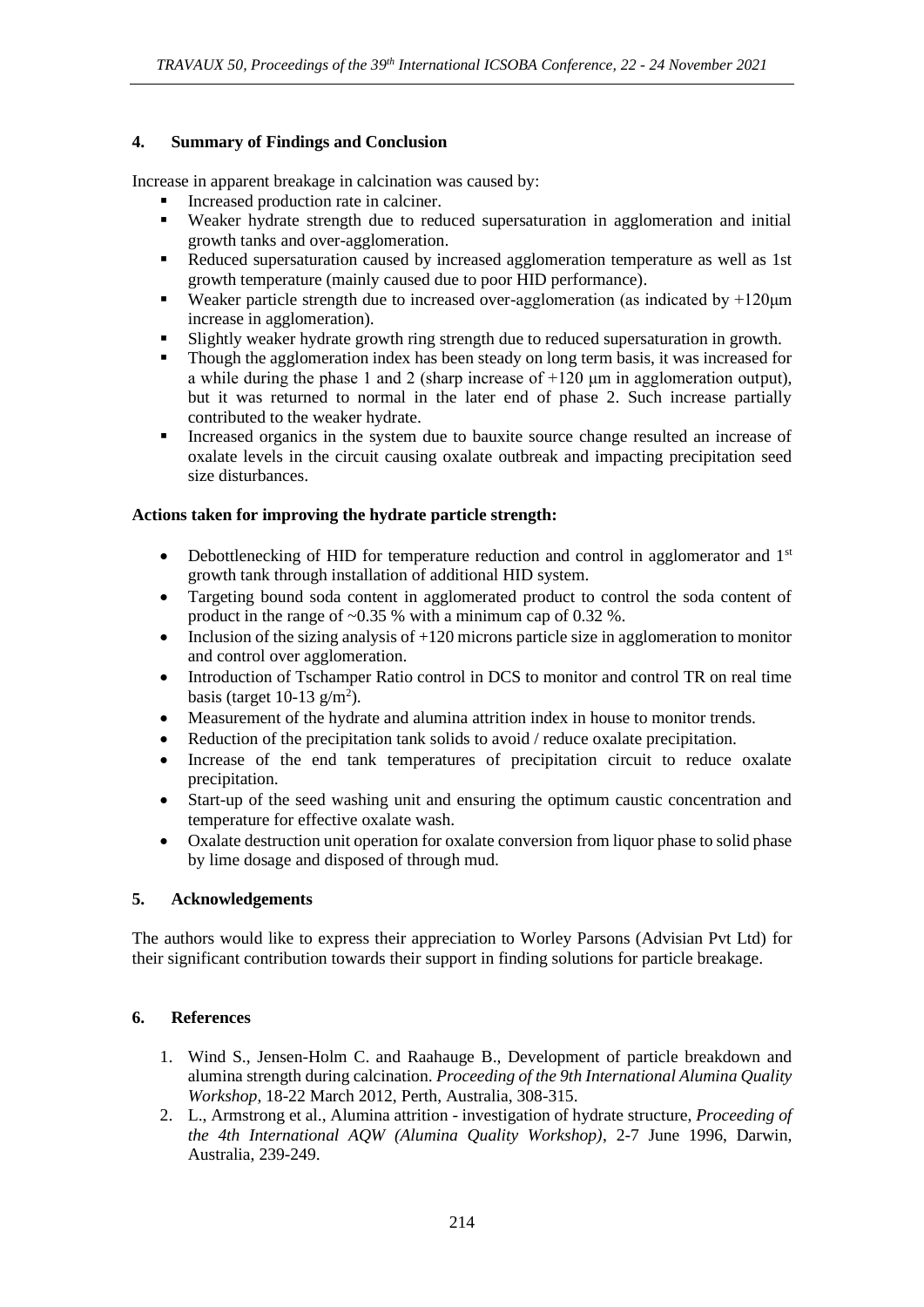## 4. Summary of Findings and Conclusion

Increase in apparent breakage in calcination was caused by:

- Increased production rate in calciner.
- Weaker hydrate strength due to reduced supersaturation in agglomeration and initial growth tanks and over-agglomeration.
- Reduced supersaturation caused by increased agglomeration temperature as well as 1st growth temperature (mainly caused due to poor HID performance).
- Weaker particle strength due to increased over-agglomeration (as indicated by +120µm increase in agglomeration).
- Slightly weaker hydrate growth ring strength due to reduced supersaturation in growth.
- Though the agglomeration index has been steady on long term basis, it was increased for a while during the phase 1 and 2 (sharp increase of +120 µm in agglomeration output), but it was returned to normal in the later end of phase 2. Such increase partially contributed to the weaker hydrate.
- Increased organics in the system due to bauxite source change resulted an increase of oxalate levels in the circuit causing oxalate outbreak and impacting precipitation seed size disturbances.

**Actions taken for improving the hydrate particle strength:**

- Debottlenecking of HID for temperature reduction and control in agglomerator and 1st growth tank through installation of additional HID system.
- Targeting bound soda content in agglomerated product to control the soda content of product in the range of ~0.35 % with a minimum cap of 0.32 %.
- Inclusion of the sizing analysis of +120 microns particle size in agglomeration to monitor and control over agglomeration.
- Introduction of Tschamper Ratio control in DCS to monitor and control TR on real time basis (target 10-13 $g/m^2$).
- Measurement of the hydrate and alumina attrition index in house to monitor trends.
- Reduction of the precipitation tank solids to avoid / reduce oxalate precipitation.
- Increase of the end tank temperatures of precipitation circuit to reduce oxalate precipitation.
- Start-up of the seed washing unit and ensuring the optimum caustic concentration and temperature for effective oxalate wash.
- Oxalate destruction unit operation for oxalate conversion from liquor phase to solid phase by lime dosage and disposed of through mud.

## 5. Acknowledgements

The authors would like to express their appreciation to Worley Parsons (Advisian Pvt Ltd) for their significant contribution towards their support in finding solutions for particle breakage.

## 6. References

1. Wind S., Jensen-Holm C. and Raahauge B., Development of particle breakdown and alumina strength during calcination. *Proceeding of the 9th International Alumina Quality Workshop*, 18-22 March 2012, Perth, Australia, 308-315.
2. L., Armstrong et al., Alumina attrition - investigation of hydrate structure, *Proceeding of the 4th International AQW (Alumina Quality Workshop)*, 2-7 June 1996, Darwin, Australia, 239-249.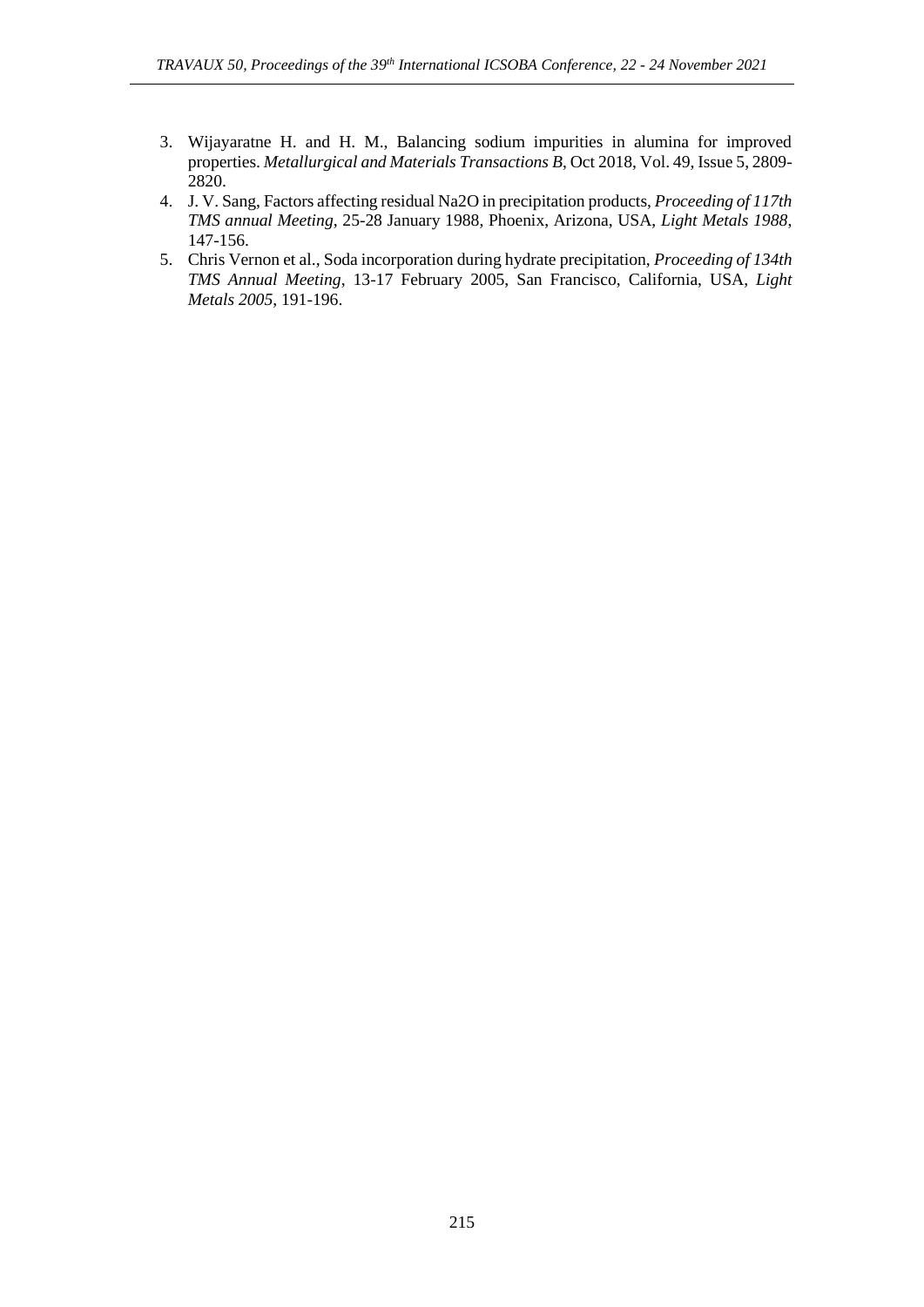3. Wijayaratne H. and H. M., Balancing sodium impurities in alumina for improved properties. *Metallurgical and Materials Transactions B*, Oct 2018, Vol. 49, Issue 5, 2809-2820.
4. J. V. Sang, Factors affecting residual Na2O in precipitation products, *Proceeding of 117th TMS annual Meeting*, 25-28 January 1988, Phoenix, Arizona, USA, *Light Metals 1988*, 147-156.
5. Chris Vernon et al., Soda incorporation during hydrate precipitation, *Proceeding of 134th TMS Annual Meeting*, 13-17 February 2005, San Francisco, California, USA, *Light Metals 2005*, 191-196.